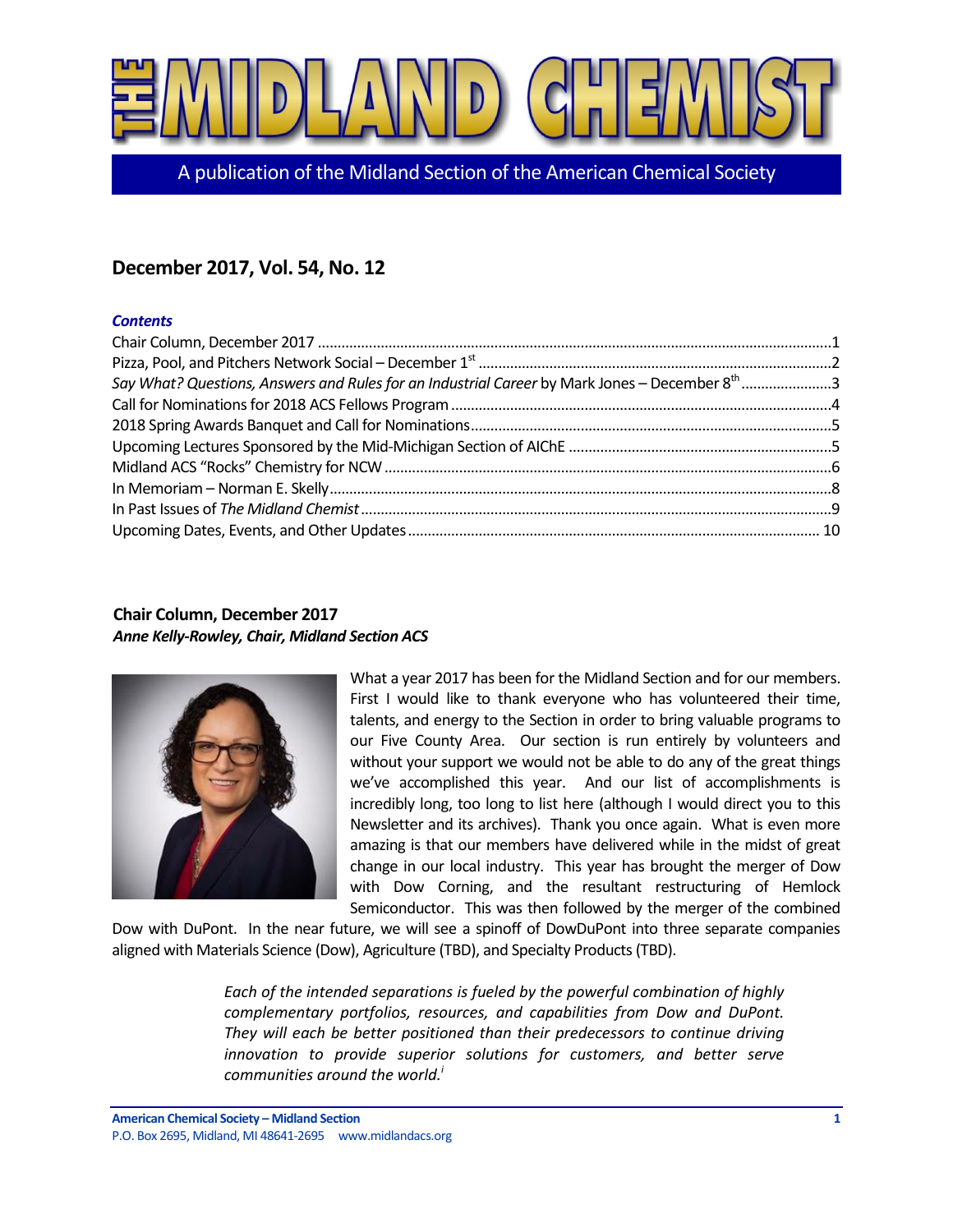// THE MIDLAND CHEMIST

A publication of the Midland Section of the American Chemical Society

## December 2017, Vol. 54, No. 12

### *Contents*

Chair Column, December 2017 ....1
Pizza, Pool, and Pitchers Network Social – December 1st ....2
*Say What? Questions, Answers and Rules for an Industrial Career* by Mark Jones – December 8th ....3
Call for Nominations for 2018 ACS Fellows Program ....4
2018 Spring Awards Banquet and Call for Nominations ....5
Upcoming Lectures Sponsored by the Mid-Michigan Section of AIChE ....5
Midland ACS "Rocks" Chemistry for NCW ....6
In Memoriam – Norman E. Skelly ....8
In Past Issues of *The Midland Chemist* ....9
Upcoming Dates, Events, and Other Updates ....10

## Chair Column, December 2017

***Anne Kelly-Rowley, Chair, Midland Section ACS***

What a year 2017 has been for the Midland Section and for our members. First I would like to thank everyone who has volunteered their time, talents, and energy to the Section in order to bring valuable programs to our Five County Area. Our section is run entirely by volunteers and without your support we would not be able to do any of the great things we've accomplished this year. And our list of accomplishments is incredibly long, too long to list here (although I would direct you to this Newsletter and its archives). Thank you once again. What is even more amazing is that our members have delivered while in the midst of great change in our local industry. This year has brought the merger of Dow with Dow Corning, and the resultant restructuring of Hemlock Semiconductor. This was then followed by the merger of the combined Dow with DuPont. In the near future, we will see a spinoff of DowDuPont into three separate companies aligned with Materials Science (Dow), Agriculture (TBD), and Specialty Products (TBD).

> *Each of the intended separations is fueled by the powerful combination of highly complementary portfolios, resources, and capabilities from Dow and DuPont. They will each be better positioned than their predecessors to continue driving innovation to provide superior solutions for customers, and better serve communities around the world.*[i]

**American Chemical Society – Midland Section**
P.O. Box 2695, Midland, MI 48641-2695 www.midlandacs.org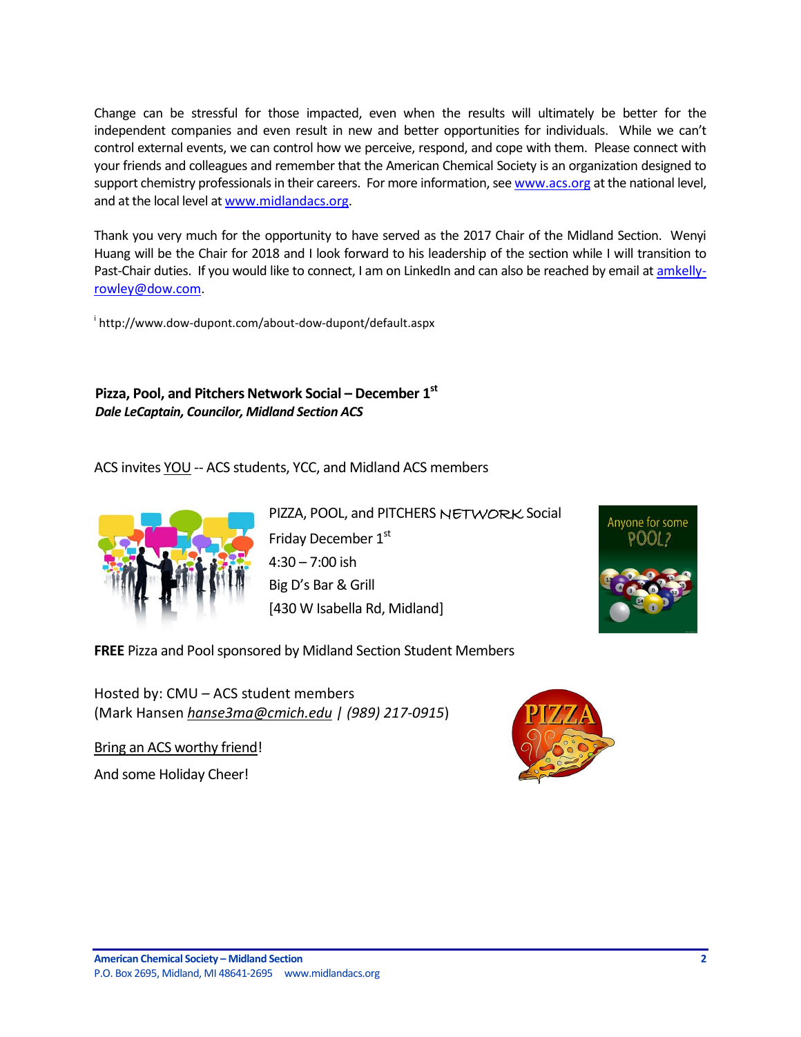Change can be stressful for those impacted, even when the results will ultimately be better for the independent companies and even result in new and better opportunities for individuals. While we can't control external events, we can control how we perceive, respond, and cope with them. Please connect with your friends and colleagues and remember that the American Chemical Society is an organization designed to support chemistry professionals in their careers. For more information, see www.acs.org at the national level, and at the local level at www.midlandacs.org.

Thank you very much for the opportunity to have served as the 2017 Chair of the Midland Section. Wenyi Huang will be the Chair for 2018 and I look forward to his leadership of the section while I will transition to Past-Chair duties. If you would like to connect, I am on LinkedIn and can also be reached by email at amkelly-rowley@dow.com.

[i] http://www.dow-dupont.com/about-dow-dupont/default.aspx

## Pizza, Pool, and Pitchers Network Social – December 1st

***Dale LeCaptain, Councilor, Midland Section ACS***

ACS invites YOU -- ACS students, YCC, and Midland ACS members

PIZZA, POOL, and PITCHERS NETWORK Social
Friday December 1st
4:30 – 7:00 ish
Big D's Bar & Grill
[430 W Isabella Rd, Midland]

Anyone for some POOL?

**FREE** Pizza and Pool sponsored by Midland Section Student Members

Hosted by: CMU – ACS student members
(Mark Hansen *hanse3ma@cmich.edu | (989) 217-0915*)

Bring an ACS worthy friend!

And some Holiday Cheer!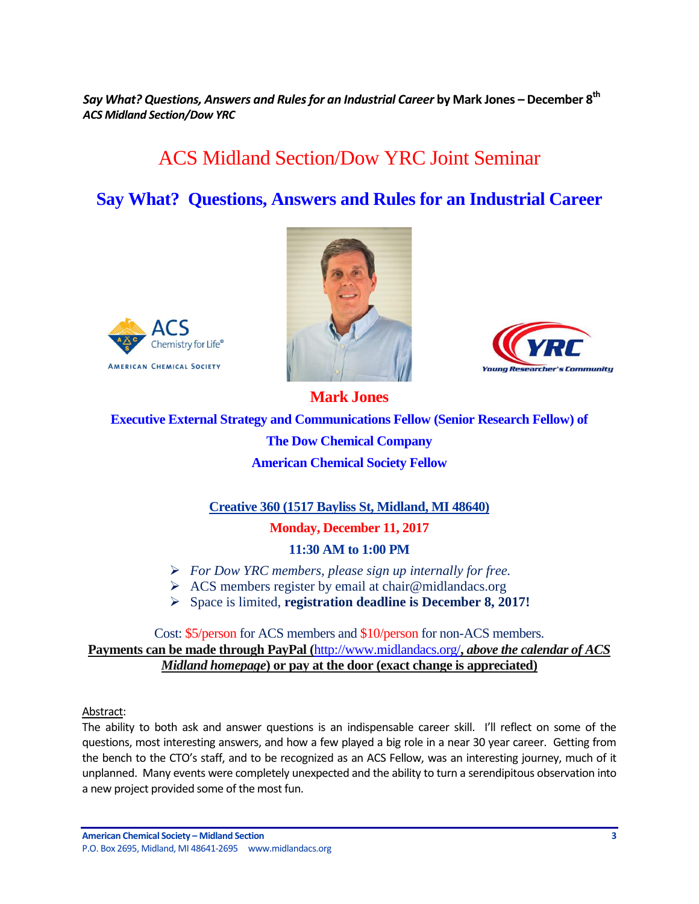*Say What? Questions, Answers and Rules for an Industrial Career* **by Mark Jones – December 8th**
***ACS Midland Section/Dow YRC***

# ACS Midland Section/Dow YRC Joint Seminar

## Say What? Questions, Answers and Rules for an Industrial Career

**Mark Jones**

**Executive External Strategy and Communications Fellow (Senior Research Fellow) of The Dow Chemical Company**

**American Chemical Society Fellow**

**Creative 360 (1517 Bayliss St, Midland, MI 48640)**

**Monday, December 11, 2017**

**11:30 AM to 1:00 PM**

- *For Dow YRC members, please sign up internally for free.*
- ACS members register by email at chair@midlandacs.org
- Space is limited, **registration deadline is December 8, 2017!**

Cost: $5/person for ACS members and $10/person for non-ACS members.
**Payments can be made through PayPal (http://www.midlandacs.org/, *above the calendar of ACS Midland homepage*) or pay at the door (exact change is appreciated)**

Abstract:
The ability to both ask and answer questions is an indispensable career skill. I'll reflect on some of the questions, most interesting answers, and how a few played a big role in a near 30 year career. Getting from the bench to the CTO's staff, and to be recognized as an ACS Fellow, was an interesting journey, much of it unplanned. Many events were completely unexpected and the ability to turn a serendipitous observation into a new project provided some of the most fun.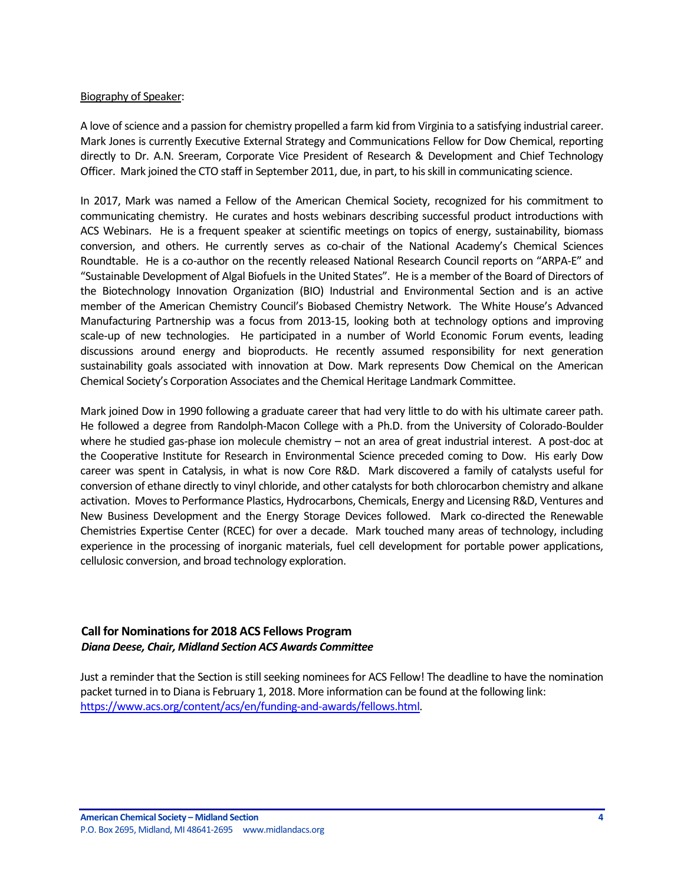Biography of Speaker:

A love of science and a passion for chemistry propelled a farm kid from Virginia to a satisfying industrial career. Mark Jones is currently Executive External Strategy and Communications Fellow for Dow Chemical, reporting directly to Dr. A.N. Sreeram, Corporate Vice President of Research & Development and Chief Technology Officer. Mark joined the CTO staff in September 2011, due, in part, to his skill in communicating science.

In 2017, Mark was named a Fellow of the American Chemical Society, recognized for his commitment to communicating chemistry. He curates and hosts webinars describing successful product introductions with ACS Webinars. He is a frequent speaker at scientific meetings on topics of energy, sustainability, biomass conversion, and others. He currently serves as co-chair of the National Academy's Chemical Sciences Roundtable. He is a co-author on the recently released National Research Council reports on "ARPA-E" and "Sustainable Development of Algal Biofuels in the United States". He is a member of the Board of Directors of the Biotechnology Innovation Organization (BIO) Industrial and Environmental Section and is an active member of the American Chemistry Council's Biobased Chemistry Network. The White House's Advanced Manufacturing Partnership was a focus from 2013-15, looking both at technology options and improving scale-up of new technologies. He participated in a number of World Economic Forum events, leading discussions around energy and bioproducts. He recently assumed responsibility for next generation sustainability goals associated with innovation at Dow. Mark represents Dow Chemical on the American Chemical Society's Corporation Associates and the Chemical Heritage Landmark Committee.

Mark joined Dow in 1990 following a graduate career that had very little to do with his ultimate career path. He followed a degree from Randolph-Macon College with a Ph.D. from the University of Colorado-Boulder where he studied gas-phase ion molecule chemistry – not an area of great industrial interest. A post-doc at the Cooperative Institute for Research in Environmental Science preceded coming to Dow. His early Dow career was spent in Catalysis, in what is now Core R&D. Mark discovered a family of catalysts useful for conversion of ethane directly to vinyl chloride, and other catalysts for both chlorocarbon chemistry and alkane activation. Moves to Performance Plastics, Hydrocarbons, Chemicals, Energy and Licensing R&D, Ventures and New Business Development and the Energy Storage Devices followed. Mark co-directed the Renewable Chemistries Expertise Center (RCEC) for over a decade. Mark touched many areas of technology, including experience in the processing of inorganic materials, fuel cell development for portable power applications, cellulosic conversion, and broad technology exploration.

## Call for Nominations for 2018 ACS Fellows Program

***Diana Deese, Chair, Midland Section ACS Awards Committee***

Just a reminder that the Section is still seeking nominees for ACS Fellow! The deadline to have the nomination packet turned in to Diana is February 1, 2018. More information can be found at the following link: https://www.acs.org/content/acs/en/funding-and-awards/fellows.html.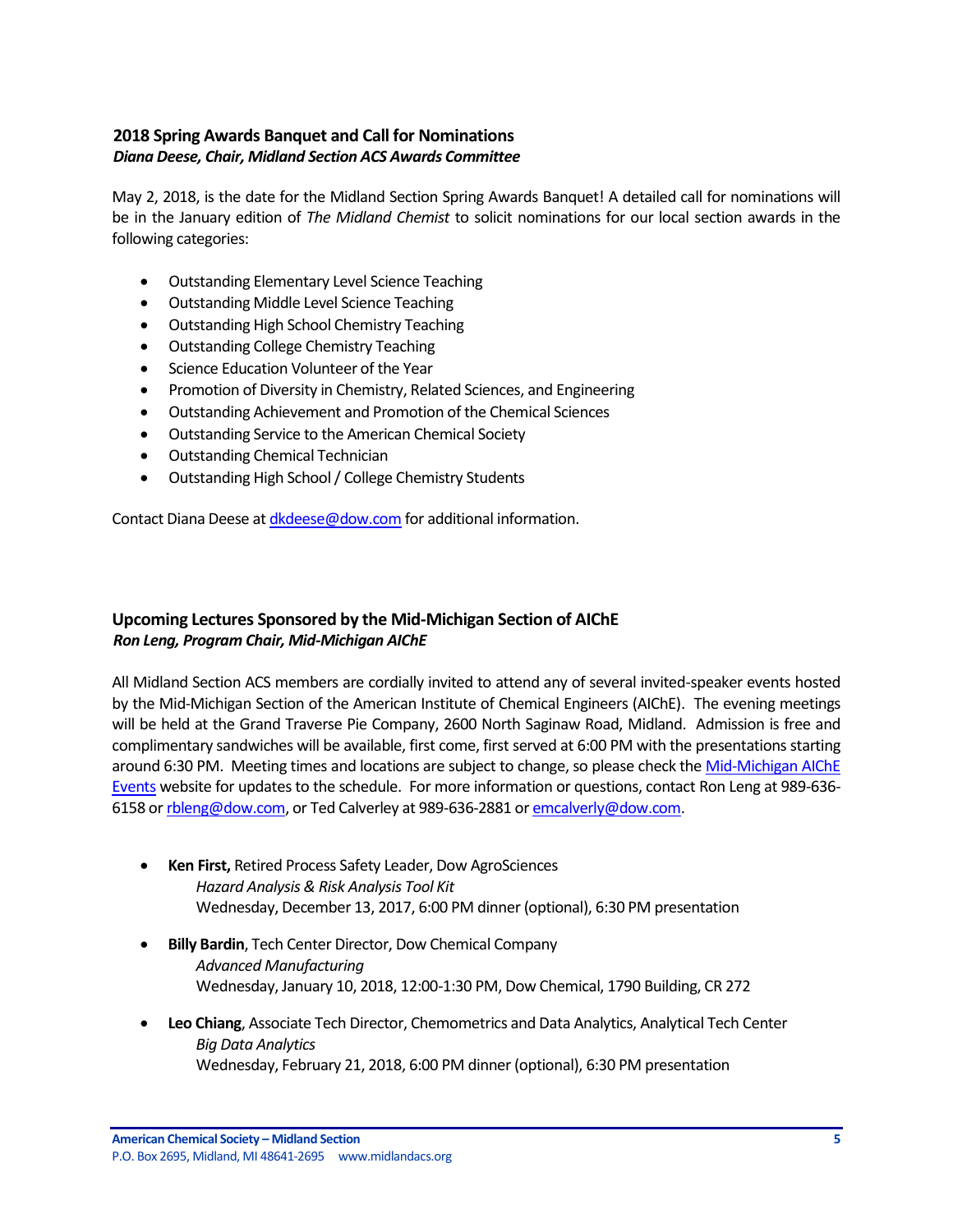## 2018 Spring Awards Banquet and Call for Nominations

***Diana Deese, Chair, Midland Section ACS Awards Committee***

May 2, 2018, is the date for the Midland Section Spring Awards Banquet! A detailed call for nominations will be in the January edition of *The Midland Chemist* to solicit nominations for our local section awards in the following categories:

- Outstanding Elementary Level Science Teaching
- Outstanding Middle Level Science Teaching
- Outstanding High School Chemistry Teaching
- Outstanding College Chemistry Teaching
- Science Education Volunteer of the Year
- Promotion of Diversity in Chemistry, Related Sciences, and Engineering
- Outstanding Achievement and Promotion of the Chemical Sciences
- Outstanding Service to the American Chemical Society
- Outstanding Chemical Technician
- Outstanding High School / College Chemistry Students

Contact Diana Deese at dkdeese@dow.com for additional information.

## Upcoming Lectures Sponsored by the Mid-Michigan Section of AIChE

***Ron Leng, Program Chair, Mid-Michigan AIChE***

All Midland Section ACS members are cordially invited to attend any of several invited-speaker events hosted by the Mid-Michigan Section of the American Institute of Chemical Engineers (AIChE). The evening meetings will be held at the Grand Traverse Pie Company, 2600 North Saginaw Road, Midland. Admission is free and complimentary sandwiches will be available, first come, first served at 6:00 PM with the presentations starting around 6:30 PM. Meeting times and locations are subject to change, so please check the Mid-Michigan AIChE Events website for updates to the schedule. For more information or questions, contact Ron Leng at 989-636-6158 or rbleng@dow.com, or Ted Calverley at 989-636-2881 or emcalverly@dow.com.

- **Ken First,** Retired Process Safety Leader, Dow AgroSciences
  *Hazard Analysis & Risk Analysis Tool Kit*
  Wednesday, December 13, 2017, 6:00 PM dinner (optional), 6:30 PM presentation
- **Billy Bardin**, Tech Center Director, Dow Chemical Company
  *Advanced Manufacturing*
  Wednesday, January 10, 2018, 12:00-1:30 PM, Dow Chemical, 1790 Building, CR 272
- **Leo Chiang**, Associate Tech Director, Chemometrics and Data Analytics, Analytical Tech Center
  *Big Data Analytics*
  Wednesday, February 21, 2018, 6:00 PM dinner (optional), 6:30 PM presentation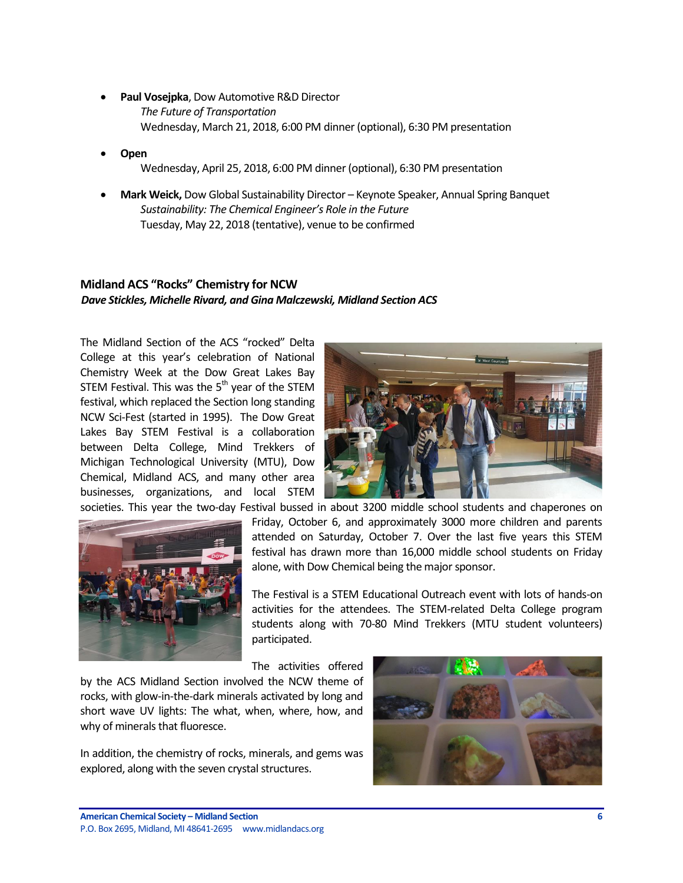- **Paul Vosejpka**, Dow Automotive R&D Director
  *The Future of Transportation*
  Wednesday, March 21, 2018, 6:00 PM dinner (optional), 6:30 PM presentation

- **Open**
  Wednesday, April 25, 2018, 6:00 PM dinner (optional), 6:30 PM presentation

- **Mark Weick,** Dow Global Sustainability Director – Keynote Speaker, Annual Spring Banquet
  *Sustainability: The Chemical Engineer's Role in the Future*
  Tuesday, May 22, 2018 (tentative), venue to be confirmed

## Midland ACS "Rocks" Chemistry for NCW

***Dave Stickles, Michelle Rivard, and Gina Malczewski, Midland Section ACS***

The Midland Section of the ACS "rocked" Delta College at this year's celebration of National Chemistry Week at the Dow Great Lakes Bay STEM Festival. This was the 5th year of the STEM festival, which replaced the Section long standing NCW Sci-Fest (started in 1995). The Dow Great Lakes Bay STEM Festival is a collaboration between Delta College, Mind Trekkers of Michigan Technological University (MTU), Dow Chemical, Midland ACS, and many other area businesses, organizations, and local STEM societies. This year the two-day Festival bussed in about 3200 middle school students and chaperones on Friday, October 6, and approximately 3000 more children and parents attended on Saturday, October 7. Over the last five years this STEM festival has drawn more than 16,000 middle school students on Friday alone, with Dow Chemical being the major sponsor.

The Festival is a STEM Educational Outreach event with lots of hands-on activities for the attendees. The STEM-related Delta College program students along with 70-80 Mind Trekkers (MTU student volunteers) participated.

The activities offered by the ACS Midland Section involved the NCW theme of rocks, with glow-in-the-dark minerals activated by long and short wave UV lights: The what, when, where, how, and why of minerals that fluoresce.

In addition, the chemistry of rocks, minerals, and gems was explored, along with the seven crystal structures.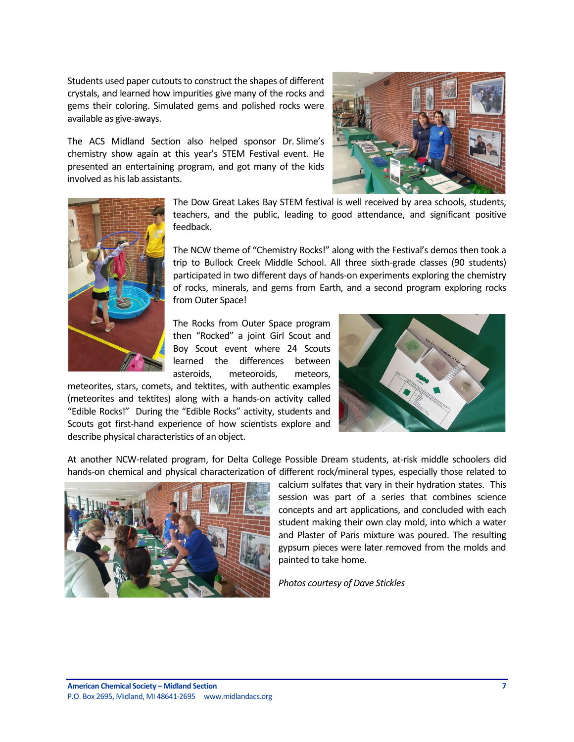Students used paper cutouts to construct the shapes of different crystals, and learned how impurities give many of the rocks and gems their coloring. Simulated gems and polished rocks were available as give-aways.

The ACS Midland Section also helped sponsor Dr. Slime's chemistry show again at this year's STEM Festival event. He presented an entertaining program, and got many of the kids involved as his lab assistants.

The Dow Great Lakes Bay STEM festival is well received by area schools, students, teachers, and the public, leading to good attendance, and significant positive feedback.

The NCW theme of "Chemistry Rocks!" along with the Festival's demos then took a trip to Bullock Creek Middle School. All three sixth-grade classes (90 students) participated in two different days of hands-on experiments exploring the chemistry of rocks, minerals, and gems from Earth, and a second program exploring rocks from Outer Space!

The Rocks from Outer Space program then "Rocked" a joint Girl Scout and Boy Scout event where 24 Scouts learned the differences between asteroids, meteoroids, meteors, meteorites, stars, comets, and tektites, with authentic examples (meteorites and tektites) along with a hands-on activity called "Edible Rocks!" During the "Edible Rocks" activity, students and Scouts got first-hand experience of how scientists explore and describe physical characteristics of an object.

At another NCW-related program, for Delta College Possible Dream students, at-risk middle schoolers did hands-on chemical and physical characterization of different rock/mineral types, especially those related to calcium sulfates that vary in their hydration states. This session was part of a series that combines science concepts and art applications, and concluded with each student making their own clay mold, into which a water and Plaster of Paris mixture was poured. The resulting gypsum pieces were later removed from the molds and painted to take home.

*Photos courtesy of Dave Stickles*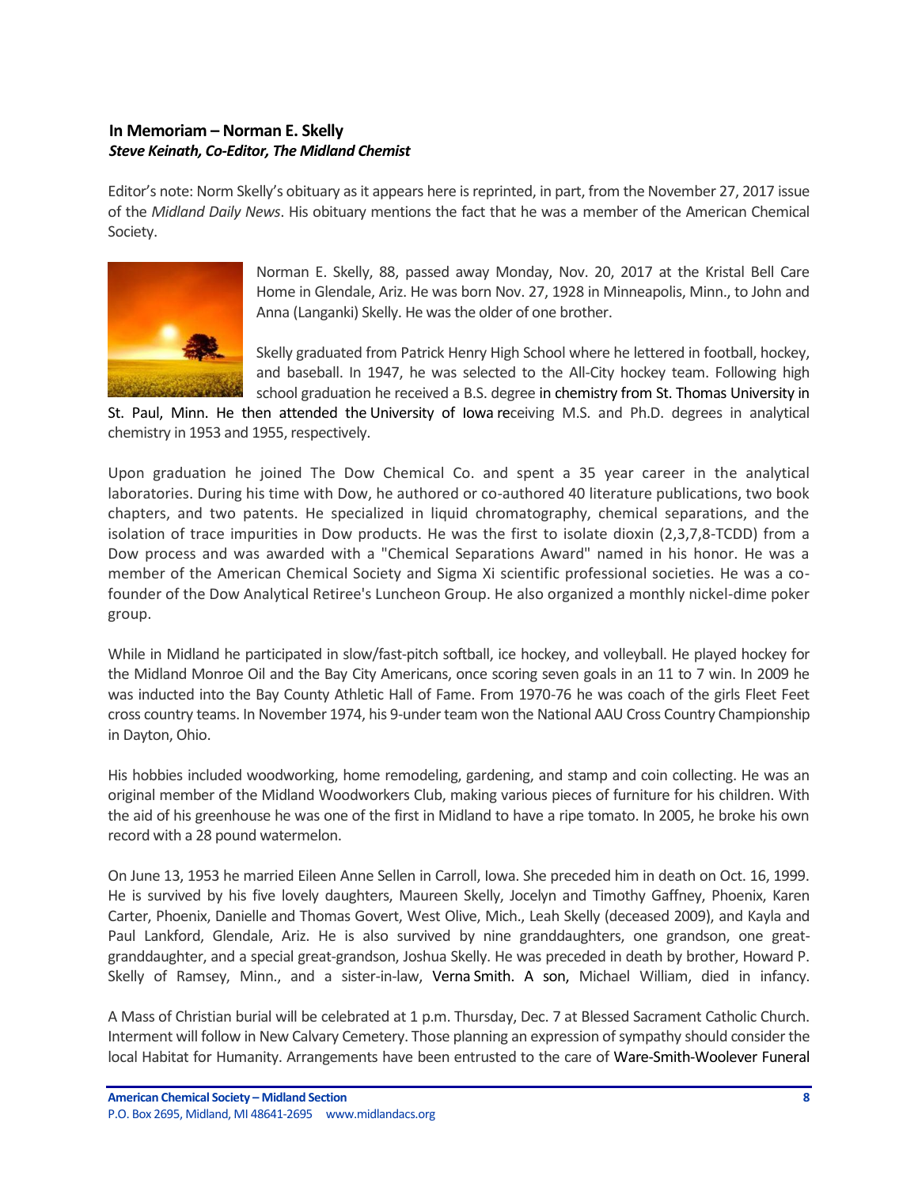## In Memoriam – Norman E. Skelly

***Steve Keinath, Co-Editor, The Midland Chemist***

Editor's note: Norm Skelly's obituary as it appears here is reprinted, in part, from the November 27, 2017 issue of the *Midland Daily News*. His obituary mentions the fact that he was a member of the American Chemical Society.

Norman E. Skelly, 88, passed away Monday, Nov. 20, 2017 at the Kristal Bell Care Home in Glendale, Ariz. He was born Nov. 27, 1928 in Minneapolis, Minn., to John and Anna (Langanki) Skelly. He was the older of one brother.

Skelly graduated from Patrick Henry High School where he lettered in football, hockey, and baseball. In 1947, he was selected to the All-City hockey team. Following high school graduation he received a B.S. degree in chemistry from St. Thomas University in St. Paul, Minn. He then attended the University of Iowa receiving M.S. and Ph.D. degrees in analytical chemistry in 1953 and 1955, respectively.

Upon graduation he joined The Dow Chemical Co. and spent a 35 year career in the analytical laboratories. During his time with Dow, he authored or co-authored 40 literature publications, two book chapters, and two patents. He specialized in liquid chromatography, chemical separations, and the isolation of trace impurities in Dow products. He was the first to isolate dioxin (2,3,7,8-TCDD) from a Dow process and was awarded with a "Chemical Separations Award" named in his honor. He was a member of the American Chemical Society and Sigma Xi scientific professional societies. He was a co-founder of the Dow Analytical Retiree's Luncheon Group. He also organized a monthly nickel-dime poker group.

While in Midland he participated in slow/fast-pitch softball, ice hockey, and volleyball. He played hockey for the Midland Monroe Oil and the Bay City Americans, once scoring seven goals in an 11 to 7 win. In 2009 he was inducted into the Bay County Athletic Hall of Fame. From 1970-76 he was coach of the girls Fleet Feet cross country teams. In November 1974, his 9-under team won the National AAU Cross Country Championship in Dayton, Ohio.

His hobbies included woodworking, home remodeling, gardening, and stamp and coin collecting. He was an original member of the Midland Woodworkers Club, making various pieces of furniture for his children. With the aid of his greenhouse he was one of the first in Midland to have a ripe tomato. In 2005, he broke his own record with a 28 pound watermelon.

On June 13, 1953 he married Eileen Anne Sellen in Carroll, Iowa. She preceded him in death on Oct. 16, 1999. He is survived by his five lovely daughters, Maureen Skelly, Jocelyn and Timothy Gaffney, Phoenix, Karen Carter, Phoenix, Danielle and Thomas Govert, West Olive, Mich., Leah Skelly (deceased 2009), and Kayla and Paul Lankford, Glendale, Ariz. He is also survived by nine granddaughters, one grandson, one great-granddaughter, and a special great-grandson, Joshua Skelly. He was preceded in death by brother, Howard P. Skelly of Ramsey, Minn., and a sister-in-law, Verna Smith. A son, Michael William, died in infancy.

A Mass of Christian burial will be celebrated at 1 p.m. Thursday, Dec. 7 at Blessed Sacrament Catholic Church. Interment will follow in New Calvary Cemetery. Those planning an expression of sympathy should consider the local Habitat for Humanity. Arrangements have been entrusted to the care of Ware-Smith-Woolever Funeral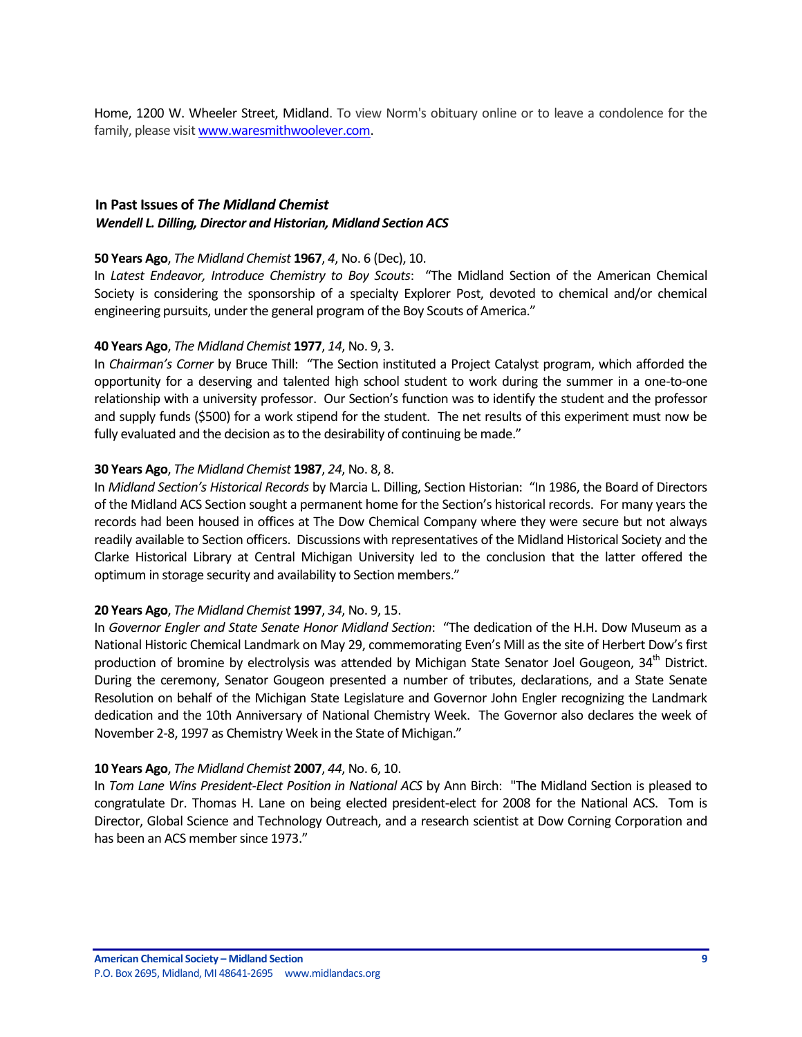Home, 1200 W. Wheeler Street, Midland. To view Norm's obituary online or to leave a condolence for the family, please visit [www.waresmithwoolever.com](http://www.waresmithwoolever.com).

## In Past Issues of *The Midland Chemist*

***Wendell L. Dilling, Director and Historian, Midland Section ACS***

**50 Years Ago**, *The Midland Chemist* **1967**, *4*, No. 6 (Dec), 10.
In *Latest Endeavor, Introduce Chemistry to Boy Scouts*: "The Midland Section of the American Chemical Society is considering the sponsorship of a specialty Explorer Post, devoted to chemical and/or chemical engineering pursuits, under the general program of the Boy Scouts of America."

**40 Years Ago**, *The Midland Chemist* **1977**, *14*, No. 9, 3.
In *Chairman's Corner* by Bruce Thill: "The Section instituted a Project Catalyst program, which afforded the opportunity for a deserving and talented high school student to work during the summer in a one-to-one relationship with a university professor. Our Section's function was to identify the student and the professor and supply funds ($500) for a work stipend for the student. The net results of this experiment must now be fully evaluated and the decision as to the desirability of continuing be made."

**30 Years Ago**, *The Midland Chemist* **1987**, *24*, No. 8, 8.
In *Midland Section's Historical Records* by Marcia L. Dilling, Section Historian: "In 1986, the Board of Directors of the Midland ACS Section sought a permanent home for the Section's historical records. For many years the records had been housed in offices at The Dow Chemical Company where they were secure but not always readily available to Section officers. Discussions with representatives of the Midland Historical Society and the Clarke Historical Library at Central Michigan University led to the conclusion that the latter offered the optimum in storage security and availability to Section members."

**20 Years Ago**, *The Midland Chemist* **1997**, *34*, No. 9, 15.
In *Governor Engler and State Senate Honor Midland Section*: "The dedication of the H.H. Dow Museum as a National Historic Chemical Landmark on May 29, commemorating Even's Mill as the site of Herbert Dow's first production of bromine by electrolysis was attended by Michigan State Senator Joel Gougeon, 34th District. During the ceremony, Senator Gougeon presented a number of tributes, declarations, and a State Senate Resolution on behalf of the Michigan State Legislature and Governor John Engler recognizing the Landmark dedication and the 10th Anniversary of National Chemistry Week. The Governor also declares the week of November 2-8, 1997 as Chemistry Week in the State of Michigan."

**10 Years Ago**, *The Midland Chemist* **2007**, *44*, No. 6, 10.
In *Tom Lane Wins President-Elect Position in National ACS* by Ann Birch: "The Midland Section is pleased to congratulate Dr. Thomas H. Lane on being elected president-elect for 2008 for the National ACS. Tom is Director, Global Science and Technology Outreach, and a research scientist at Dow Corning Corporation and has been an ACS member since 1973."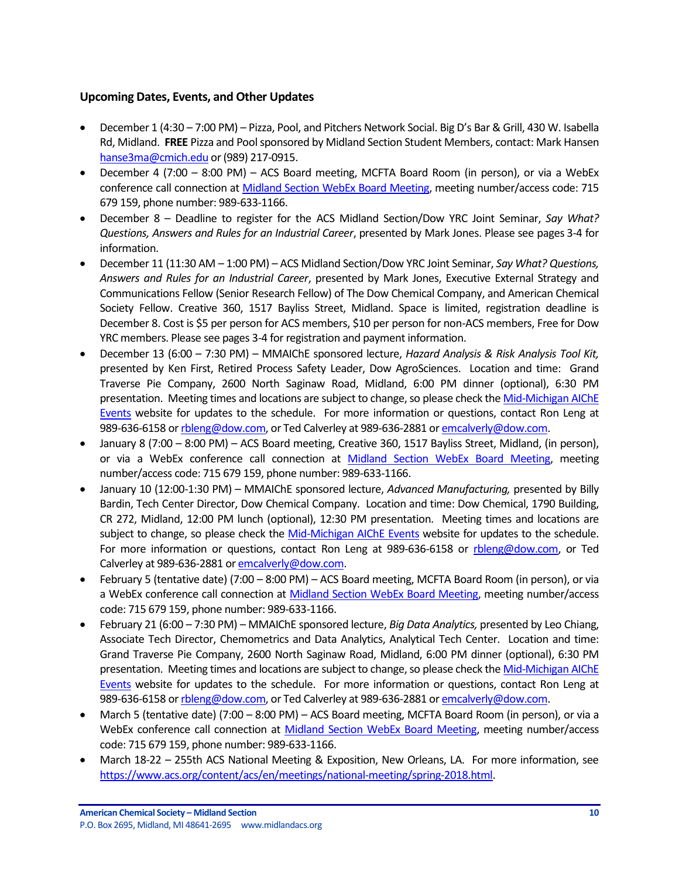### Upcoming Dates, Events, and Other Updates

- December 1 (4:30 – 7:00 PM) – Pizza, Pool, and Pitchers Network Social. Big D's Bar & Grill, 430 W. Isabella Rd, Midland. **FREE** Pizza and Pool sponsored by Midland Section Student Members, contact: Mark Hansen hanse3ma@cmich.edu or (989) 217-0915.
- December 4 (7:00 – 8:00 PM) – ACS Board meeting, MCFTA Board Room (in person), or via a WebEx conference call connection at Midland Section WebEx Board Meeting, meeting number/access code: 715 679 159, phone number: 989-633-1166.
- December 8 – Deadline to register for the ACS Midland Section/Dow YRC Joint Seminar, *Say What? Questions, Answers and Rules for an Industrial Career*, presented by Mark Jones. Please see pages 3-4 for information.
- December 11 (11:30 AM – 1:00 PM) – ACS Midland Section/Dow YRC Joint Seminar, *Say What? Questions, Answers and Rules for an Industrial Career*, presented by Mark Jones, Executive External Strategy and Communications Fellow (Senior Research Fellow) of The Dow Chemical Company, and American Chemical Society Fellow. Creative 360, 1517 Bayliss Street, Midland. Space is limited, registration deadline is December 8. Cost is $5 per person for ACS members, $10 per person for non-ACS members, Free for Dow YRC members. Please see pages 3-4 for registration and payment information.
- December 13 (6:00 – 7:30 PM) – MMAIChE sponsored lecture, *Hazard Analysis & Risk Analysis Tool Kit,* presented by Ken First, Retired Process Safety Leader, Dow AgroSciences. Location and time: Grand Traverse Pie Company, 2600 North Saginaw Road, Midland, 6:00 PM dinner (optional), 6:30 PM presentation. Meeting times and locations are subject to change, so please check the Mid-Michigan AIChE Events website for updates to the schedule. For more information or questions, contact Ron Leng at 989-636-6158 or rbleng@dow.com, or Ted Calverley at 989-636-2881 or emcalverly@dow.com.
- January 8 (7:00 – 8:00 PM) – ACS Board meeting, Creative 360, 1517 Bayliss Street, Midland, (in person), or via a WebEx conference call connection at Midland Section WebEx Board Meeting, meeting number/access code: 715 679 159, phone number: 989-633-1166.
- January 10 (12:00-1:30 PM) – MMAIChE sponsored lecture, *Advanced Manufacturing,* presented by Billy Bardin, Tech Center Director, Dow Chemical Company. Location and time: Dow Chemical, 1790 Building, CR 272, Midland, 12:00 PM lunch (optional), 12:30 PM presentation. Meeting times and locations are subject to change, so please check the Mid-Michigan AIChE Events website for updates to the schedule. For more information or questions, contact Ron Leng at 989-636-6158 or rbleng@dow.com, or Ted Calverley at 989-636-2881 or emcalverly@dow.com.
- February 5 (tentative date) (7:00 – 8:00 PM) – ACS Board meeting, MCFTA Board Room (in person), or via a WebEx conference call connection at Midland Section WebEx Board Meeting, meeting number/access code: 715 679 159, phone number: 989-633-1166.
- February 21 (6:00 – 7:30 PM) – MMAIChE sponsored lecture, *Big Data Analytics,* presented by Leo Chiang, Associate Tech Director, Chemometrics and Data Analytics, Analytical Tech Center. Location and time: Grand Traverse Pie Company, 2600 North Saginaw Road, Midland, 6:00 PM dinner (optional), 6:30 PM presentation. Meeting times and locations are subject to change, so please check the Mid-Michigan AIChE Events website for updates to the schedule. For more information or questions, contact Ron Leng at 989-636-6158 or rbleng@dow.com, or Ted Calverley at 989-636-2881 or emcalverly@dow.com.
- March 5 (tentative date) (7:00 – 8:00 PM) – ACS Board meeting, MCFTA Board Room (in person), or via a WebEx conference call connection at Midland Section WebEx Board Meeting, meeting number/access code: 715 679 159, phone number: 989-633-1166.
- March 18-22 – 255th ACS National Meeting & Exposition, New Orleans, LA. For more information, see https://www.acs.org/content/acs/en/meetings/national-meeting/spring-2018.html.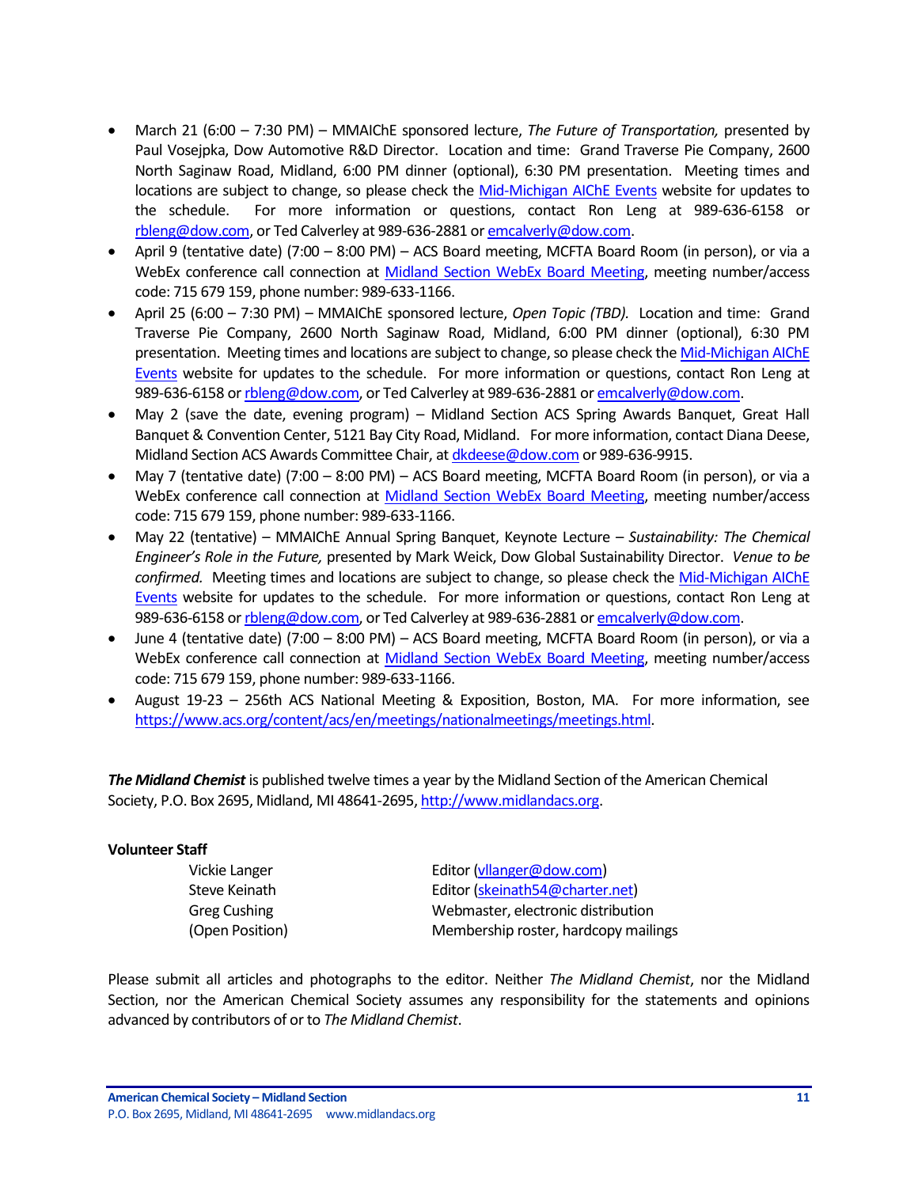- March 21 (6:00 – 7:30 PM) – MMAIChE sponsored lecture, *The Future of Transportation,* presented by Paul Vosejpka, Dow Automotive R&D Director. Location and time: Grand Traverse Pie Company, 2600 North Saginaw Road, Midland, 6:00 PM dinner (optional), 6:30 PM presentation. Meeting times and locations are subject to change, so please check the [Mid-Michigan AIChE Events]() website for updates to the schedule. For more information or questions, contact Ron Leng at 989-636-6158 or rbleng@dow.com, or Ted Calverley at 989-636-2881 or emcalverly@dow.com.
- April 9 (tentative date) (7:00 – 8:00 PM) – ACS Board meeting, MCFTA Board Room (in person), or via a WebEx conference call connection at [Midland Section WebEx Board Meeting](), meeting number/access code: 715 679 159, phone number: 989-633-1166.
- April 25 (6:00 – 7:30 PM) – MMAIChE sponsored lecture, *Open Topic (TBD).* Location and time: Grand Traverse Pie Company, 2600 North Saginaw Road, Midland, 6:00 PM dinner (optional), 6:30 PM presentation. Meeting times and locations are subject to change, so please check the [Mid-Michigan AIChE Events]() website for updates to the schedule. For more information or questions, contact Ron Leng at 989-636-6158 or rbleng@dow.com, or Ted Calverley at 989-636-2881 or emcalverly@dow.com.
- May 2 (save the date, evening program) – Midland Section ACS Spring Awards Banquet, Great Hall Banquet & Convention Center, 5121 Bay City Road, Midland. For more information, contact Diana Deese, Midland Section ACS Awards Committee Chair, at dkdeese@dow.com or 989-636-9915.
- May 7 (tentative date) (7:00 – 8:00 PM) – ACS Board meeting, MCFTA Board Room (in person), or via a WebEx conference call connection at [Midland Section WebEx Board Meeting](), meeting number/access code: 715 679 159, phone number: 989-633-1166.
- May 22 (tentative) – MMAIChE Annual Spring Banquet, Keynote Lecture – *Sustainability: The Chemical Engineer's Role in the Future,* presented by Mark Weick, Dow Global Sustainability Director. *Venue to be confirmed.* Meeting times and locations are subject to change, so please check the [Mid-Michigan AIChE Events]() website for updates to the schedule. For more information or questions, contact Ron Leng at 989-636-6158 or rbleng@dow.com, or Ted Calverley at 989-636-2881 or emcalverly@dow.com.
- June 4 (tentative date) (7:00 – 8:00 PM) – ACS Board meeting, MCFTA Board Room (in person), or via a WebEx conference call connection at [Midland Section WebEx Board Meeting](), meeting number/access code: 715 679 159, phone number: 989-633-1166.
- August 19-23 – 256th ACS National Meeting & Exposition, Boston, MA. For more information, see https://www.acs.org/content/acs/en/meetings/nationalmeetings/meetings.html.

***The Midland Chemist*** is published twelve times a year by the Midland Section of the American Chemical Society, P.O. Box 2695, Midland, MI 48641-2695, http://www.midlandacs.org.

**Volunteer Staff**

| | |
|---|---|
| Vickie Langer | Editor (vllanger@dow.com) |
| Steve Keinath | Editor (skeinath54@charter.net) |
| Greg Cushing | Webmaster, electronic distribution |
| (Open Position) | Membership roster, hardcopy mailings |

Please submit all articles and photographs to the editor. Neither *The Midland Chemist*, nor the Midland Section, nor the American Chemical Society assumes any responsibility for the statements and opinions advanced by contributors of or to *The Midland Chemist*.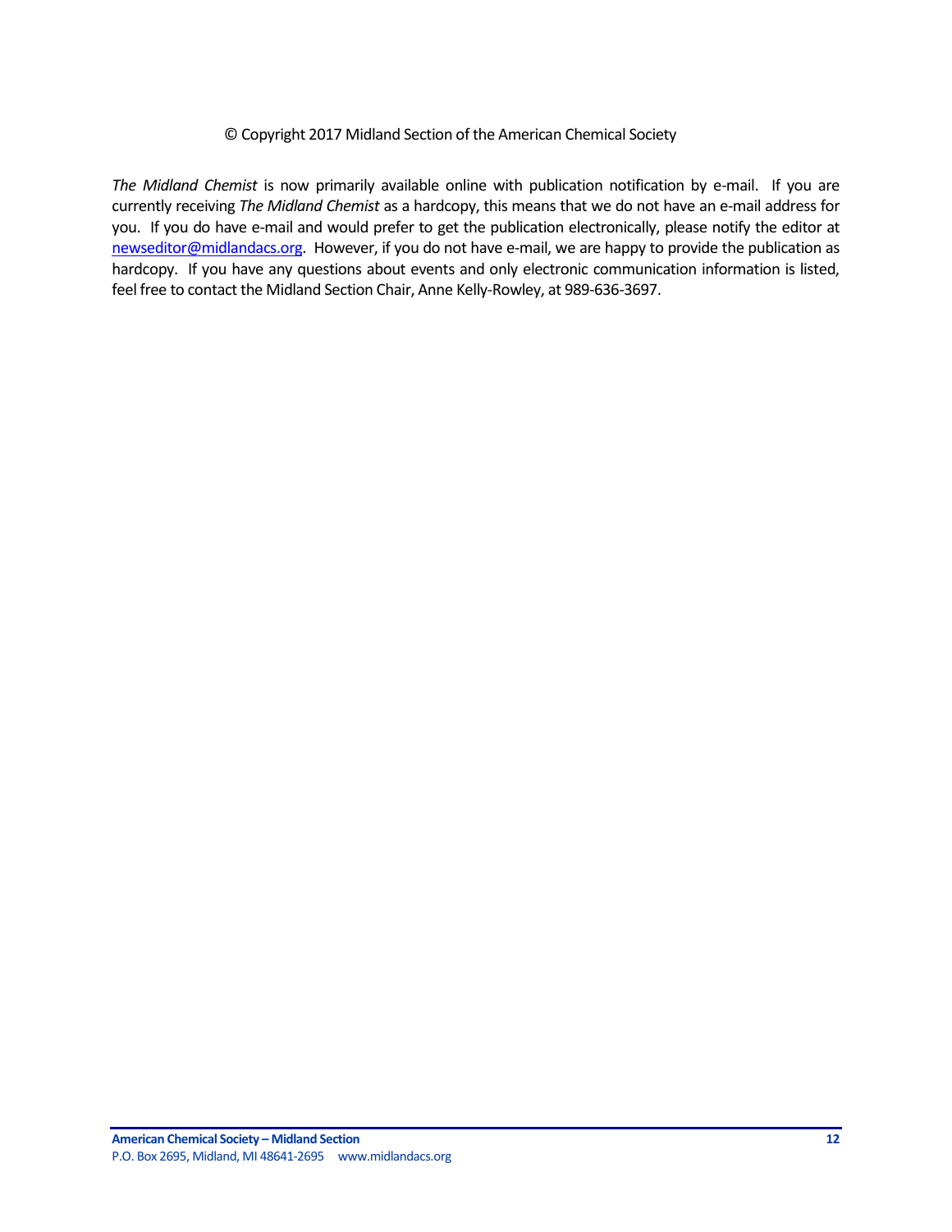© Copyright 2017 Midland Section of the American Chemical Society

*The Midland Chemist* is now primarily available online with publication notification by e-mail. If you are currently receiving *The Midland Chemist* as a hardcopy, this means that we do not have an e-mail address for you. If you do have e-mail and would prefer to get the publication electronically, please notify the editor at newseditor@midlandacs.org. However, if you do not have e-mail, we are happy to provide the publication as hardcopy. If you have any questions about events and only electronic communication information is listed, feel free to contact the Midland Section Chair, Anne Kelly-Rowley, at 989-636-3697.